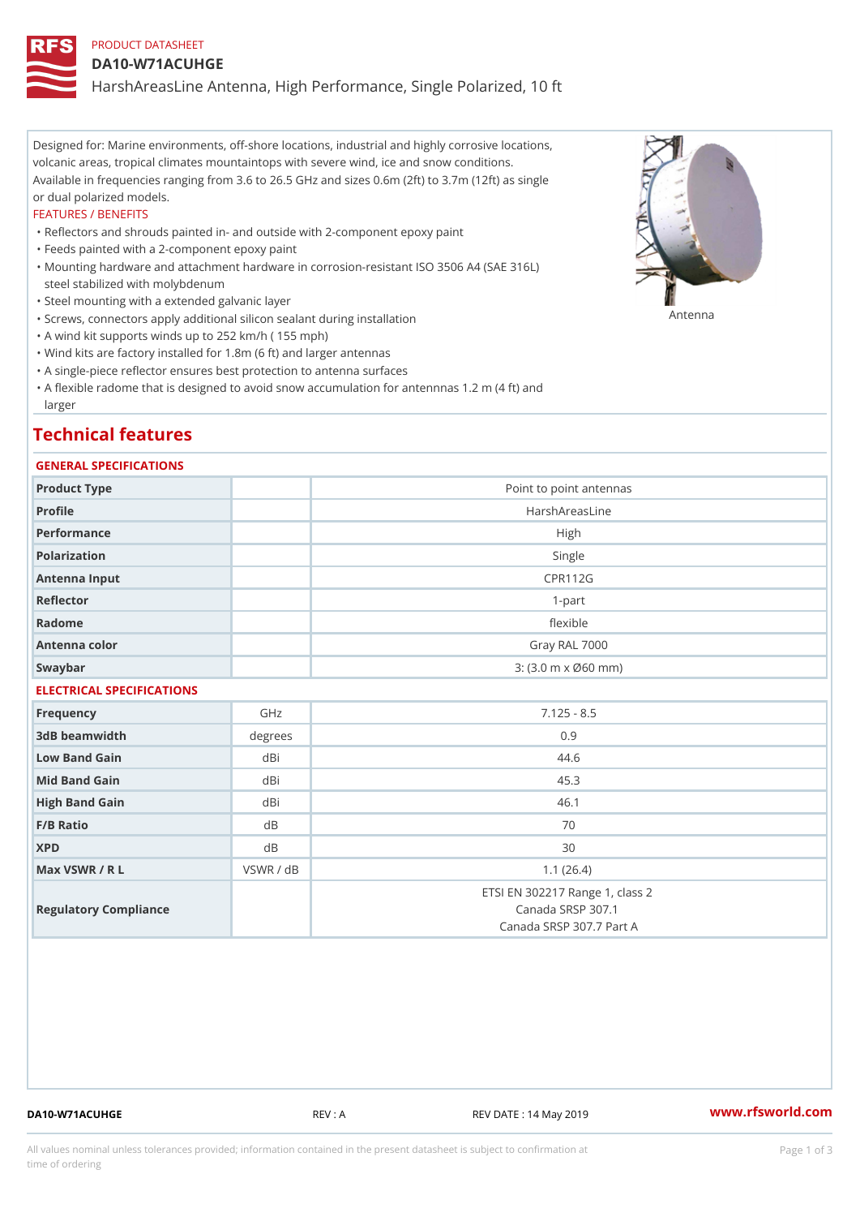PRODUCT DATASHEET

# DA10-W71ACUHGE

HarshAreasLine Antenna, High Performance, Single Polarized, 10 ft

Designed for: Marine environments, off-shore locations, industrial and highly corrosive locations, volcanic areas, tropical climates mountaintops with severe wind, ice and snow conditions. Available in frequencies ranging from 3.6 to 26.5 GHz and sizes 0.6m (2ft) to 3.7m (12ft) as single or dual polarized models.

FEATURES / BENEFITS

- Reflectors and shrouds painted in- and outside with 2-component epoxy paint
- Feeds painted with a 2-component epoxy paint
- Mounting hardware and attachment hardware in corrosion-resistant ISO 3506 A4 (SAE 316L) steel stabilized with molybdenum
- Steel mounting with a extended galvanic layer
- Screws, connectors apply additional silicon sealant during installation
- A wind kit supports winds up to 252 km/h ( 155 mph)
- Wind kits are factory installed for 1.8m (6 ft) and larger antennas
- A single-piece reflector ensures best protection to antenna surfaces
- A flexible radome that is designed to avoid snow accumulation for antennnas 1.2 m (4 ft) and larger

Antenna

## Technical features

### GENERAL SPECIFICATIONS

| | | |
|---|---|---|
| Product Type | | Point to point antennas |
| Profile | | HarshAreasLine |
| Performance | | High |
| Polarization | | Single |
| Antenna Input | | CPR112G |
| Reflector | | 1-part |
| Radome | | flexible |
| Antenna color | | Gray RAL 7000 |
| Swaybar | | 3: (3.0 m x Ø60 mm) |

### ELECTRICAL SPECIFICATIONS

| | | |
|---|---|---|
| Frequency | GHz | 7.125 - 8.5 |
| 3dB beamwidth | degrees | 0.9 |
| Low Band Gain | dBi | 44.6 |
| Mid Band Gain | dBi | 45.3 |
| High Band Gain | dBi | 46.1 |
| F/B Ratio | dB | 70 |
| XPD | dB | 30 |
| Max VSWR / R L | VSWR / dB | 1.1 (26.4) |
| Regulatory Compliance | | ETSI EN 302217 Range 1, class 2<br>Canada SRSP 307.1<br>Canada SRSP 307.7 Part A |

DA10-W71ACUHGE REV : A REV DATE : 14 May 2019 www.rfsworld.com

All values nominal unless tolerances provided; information contained in the present datasheet is subject to confirmation at time of ordering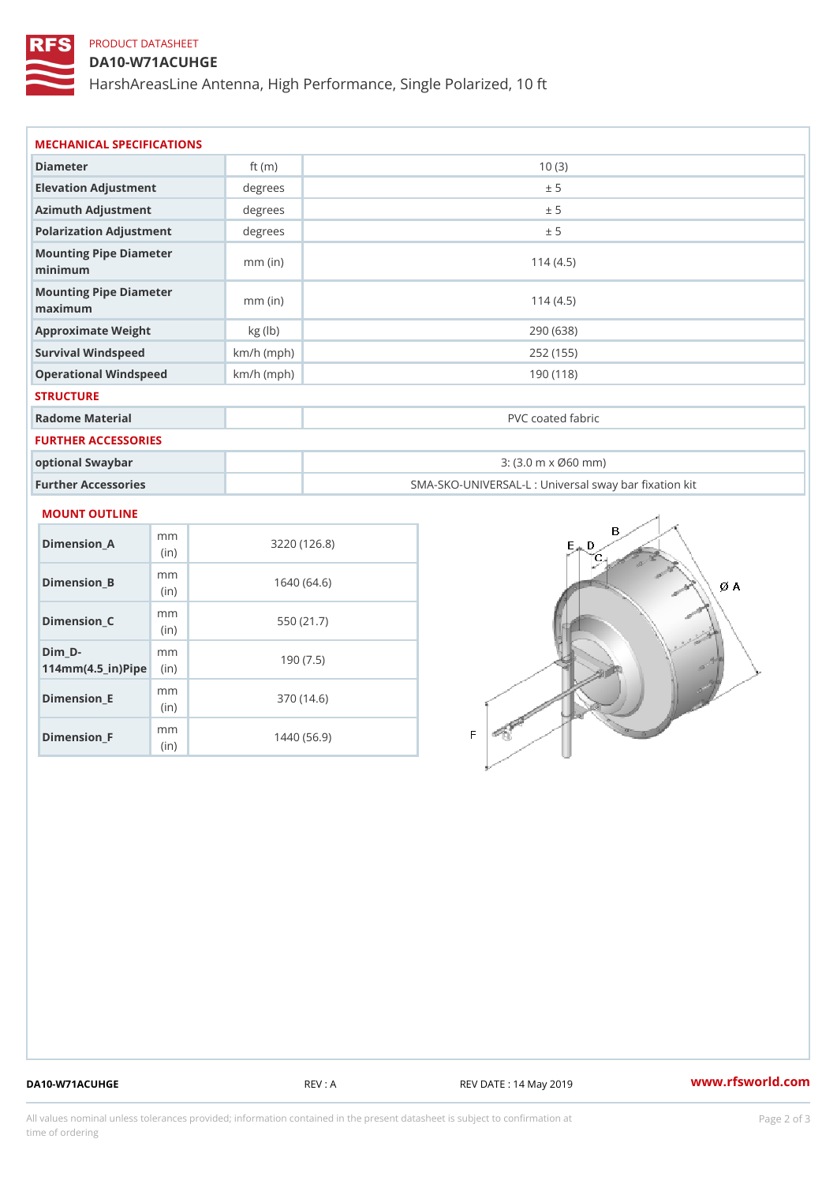PRODUCT DATASHEET

# DA10-W71ACUHGE

HarshAreasLine Antenna, High Performance, Single Polarized, 10 ft

## MECHANICAL SPECIFICATIONS

| | | |
|---|---|---|
| Diameter | ft (m) | 10 (3) |
| Elevation Adjustment | degrees | ± 5 |
| Azimuth Adjustment | degrees | ± 5 |
| Polarization Adjustment | degrees | ± 5 |
| Mounting Pipe Diameter minimum | mm (in) | 114 (4.5) |
| Mounting Pipe Diameter maximum | mm (in) | 114 (4.5) |
| Approximate Weight | kg (lb) | 290 (638) |
| Survival Windspeed | km/h (mph) | 252 (155) |
| Operational Windspeed | km/h (mph) | 190 (118) |

## STRUCTURE

| | | |
|---|---|---|
| Radome Material | | PVC coated fabric |

## FURTHER ACCESSORIES

| | | |
|---|---|---|
| optional Swaybar | | 3: (3.0 m x Ø60 mm) |
| Further Accessories | | SMA-SKO-UNIVERSAL-L : Universal sway bar fixation kit |

## MOUNT OUTLINE

| | | |
|---|---|---|
| Dimension_A | mm (in) | 3220 (126.8) |
| Dimension_B | mm (in) | 1640 (64.6) |
| Dimension_C | mm (in) | 550 (21.7) |
| Dim_D-114mm(4.5_in)Pipe | mm (in) | 190 (7.5) |
| Dimension_E | mm (in) | 370 (14.6) |
| Dimension_F | mm (in) | 1440 (56.9) |

DA10-W71ACUHGE REV : A REV DATE : 14 May 2019 www.rfsworld.com

All values nominal unless tolerances provided; information contained in the present datasheet is subject to confirmation at time of ordering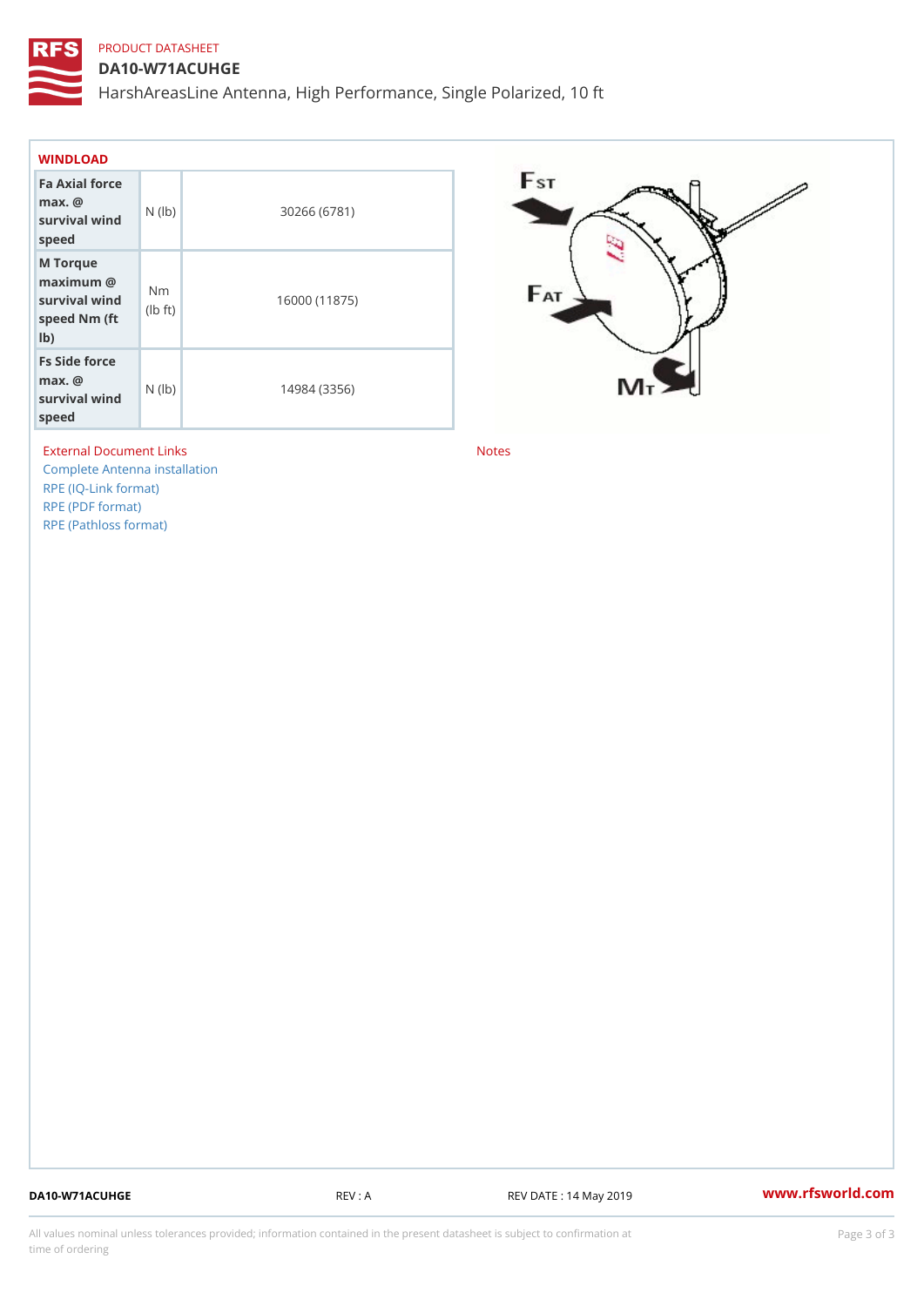PRODUCT DATASHEET

# DA10-W71ACUHGE

HarshAreasLine Antenna, High Performance, Single Polarized, 10 ft

## WINDLOAD

| | | |
|---|---|---|
| Fa Axial force max. @ survival wind speed | N (lb) | 30266 (6781) |
| M Torque maximum @ survival wind speed Nm (ft lb) | Nm (lb ft) | 16000 (11875) |
| Fs Side force max. @ survival wind speed | N (lb) | 14984 (3356) |

$F_{ST}$

$F_{AT}$

$M_T$

### External Document Links

Complete Antenna installation

RPE (IQ-Link format)

RPE (PDF format)

RPE (Pathloss format)

### Notes

DA10-W71ACUHGE REV : A REV DATE : 14 May 2019 www.rfsworld.com

All values nominal unless tolerances provided; information contained in the present datasheet is subject to confirmation at time of ordering